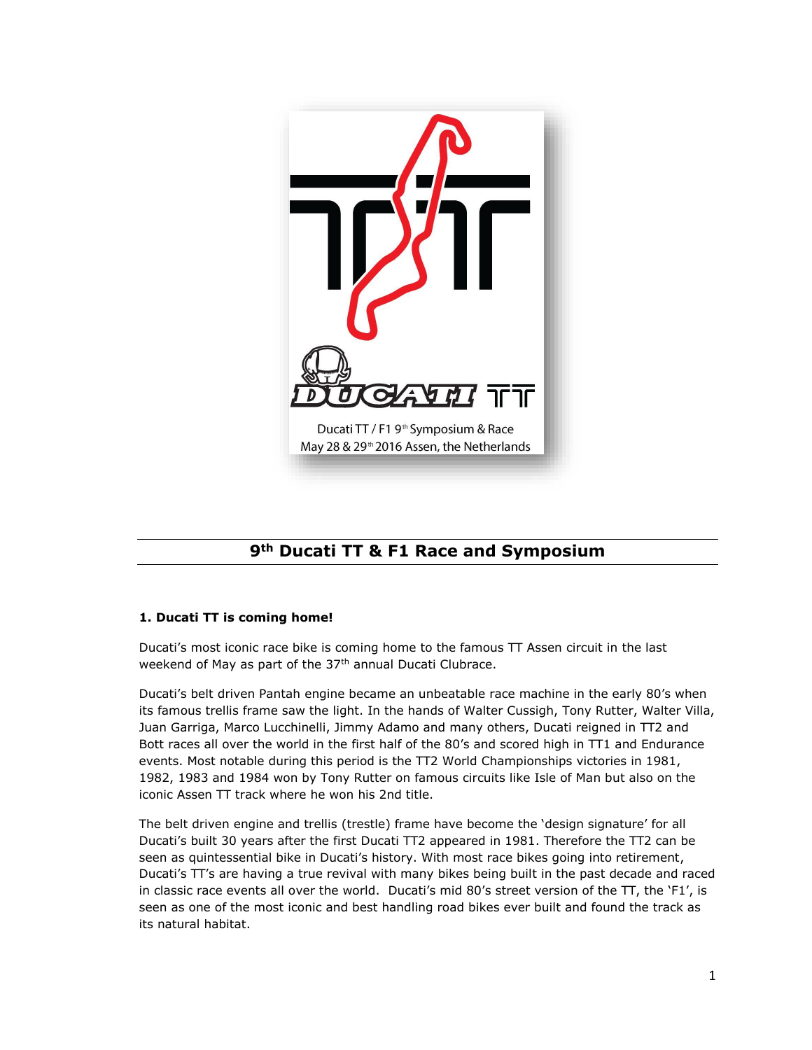Ducati TT / F1 9th Symposium & Race
May 28 & 29th 2016 Assen, the Netherlands

# 9th Ducati TT & F1 Race and Symposium

**1. Ducati TT is coming home!**

Ducati's most iconic race bike is coming home to the famous TT Assen circuit in the last weekend of May as part of the 37th annual Ducati Clubrace.

Ducati's belt driven Pantah engine became an unbeatable race machine in the early 80's when its famous trellis frame saw the light. In the hands of Walter Cussigh, Tony Rutter, Walter Villa, Juan Garriga, Marco Lucchinelli, Jimmy Adamo and many others, Ducati reigned in TT2 and Bott races all over the world in the first half of the 80's and scored high in TT1 and Endurance events. Most notable during this period is the TT2 World Championships victories in 1981, 1982, 1983 and 1984 won by Tony Rutter on famous circuits like Isle of Man but also on the iconic Assen TT track where he won his 2nd title.

The belt driven engine and trellis (trestle) frame have become the 'design signature' for all Ducati's built 30 years after the first Ducati TT2 appeared in 1981. Therefore the TT2 can be seen as quintessential bike in Ducati's history. With most race bikes going into retirement, Ducati's TT's are having a true revival with many bikes being built in the past decade and raced in classic race events all over the world. Ducati's mid 80's street version of the TT, the 'F1', is seen as one of the most iconic and best handling road bikes ever built and found the track as its natural habitat.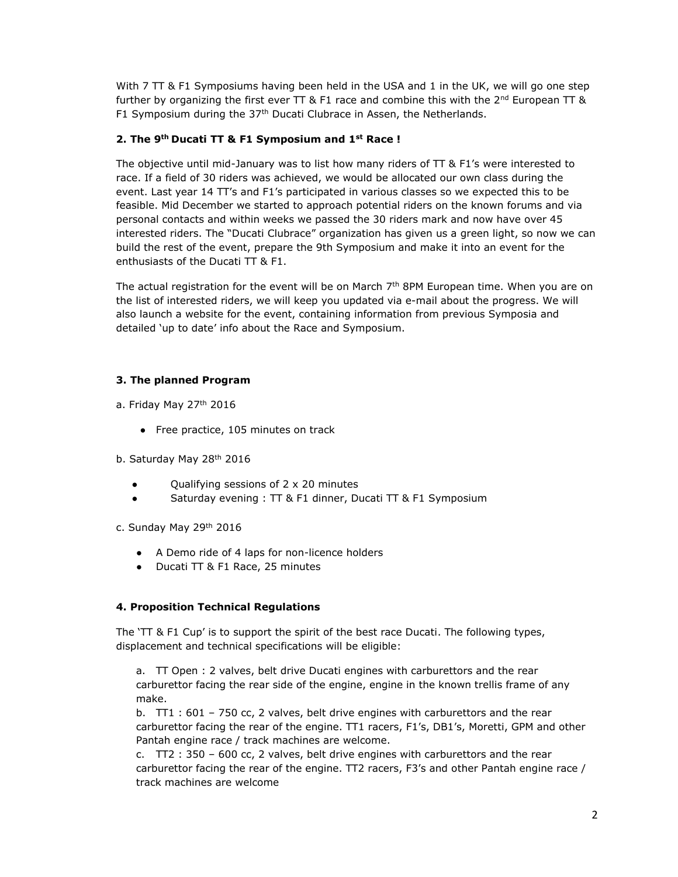With 7 TT & F1 Symposiums having been held in the USA and 1 in the UK, we will go one step further by organizing the first ever TT & F1 race and combine this with the 2nd European TT & F1 Symposium during the 37th Ducati Clubrace in Assen, the Netherlands.

### 2. The 9th Ducati TT & F1 Symposium and 1st Race !

The objective until mid-January was to list how many riders of TT & F1's were interested to race. If a field of 30 riders was achieved, we would be allocated our own class during the event. Last year 14 TT's and F1's participated in various classes so we expected this to be feasible. Mid December we started to approach potential riders on the known forums and via personal contacts and within weeks we passed the 30 riders mark and now have over 45 interested riders. The "Ducati Clubrace" organization has given us a green light, so now we can build the rest of the event, prepare the 9th Symposium and make it into an event for the enthusiasts of the Ducati TT & F1.

The actual registration for the event will be on March 7th 8PM European time. When you are on the list of interested riders, we will keep you updated via e-mail about the progress. We will also launch a website for the event, containing information from previous Symposia and detailed 'up to date' info about the Race and Symposium.

### 3. The planned Program

a. Friday May 27th 2016

- Free practice, 105 minutes on track

b. Saturday May 28th 2016

- Qualifying sessions of 2 x 20 minutes
- Saturday evening : TT & F1 dinner, Ducati TT & F1 Symposium

c. Sunday May 29th 2016

- A Demo ride of 4 laps for non-licence holders
- Ducati TT & F1 Race, 25 minutes

### 4. Proposition Technical Regulations

The 'TT & F1 Cup' is to support the spirit of the best race Ducati. The following types, displacement and technical specifications will be eligible:

a. TT Open : 2 valves, belt drive Ducati engines with carburettors and the rear carburettor facing the rear side of the engine, engine in the known trellis frame of any make.

b. TT1 : 601 – 750 cc, 2 valves, belt drive engines with carburettors and the rear carburettor facing the rear of the engine. TT1 racers, F1's, DB1's, Moretti, GPM and other Pantah engine race / track machines are welcome.

c. TT2 : 350 – 600 cc, 2 valves, belt drive engines with carburettors and the rear carburettor facing the rear of the engine. TT2 racers, F3's and other Pantah engine race / track machines are welcome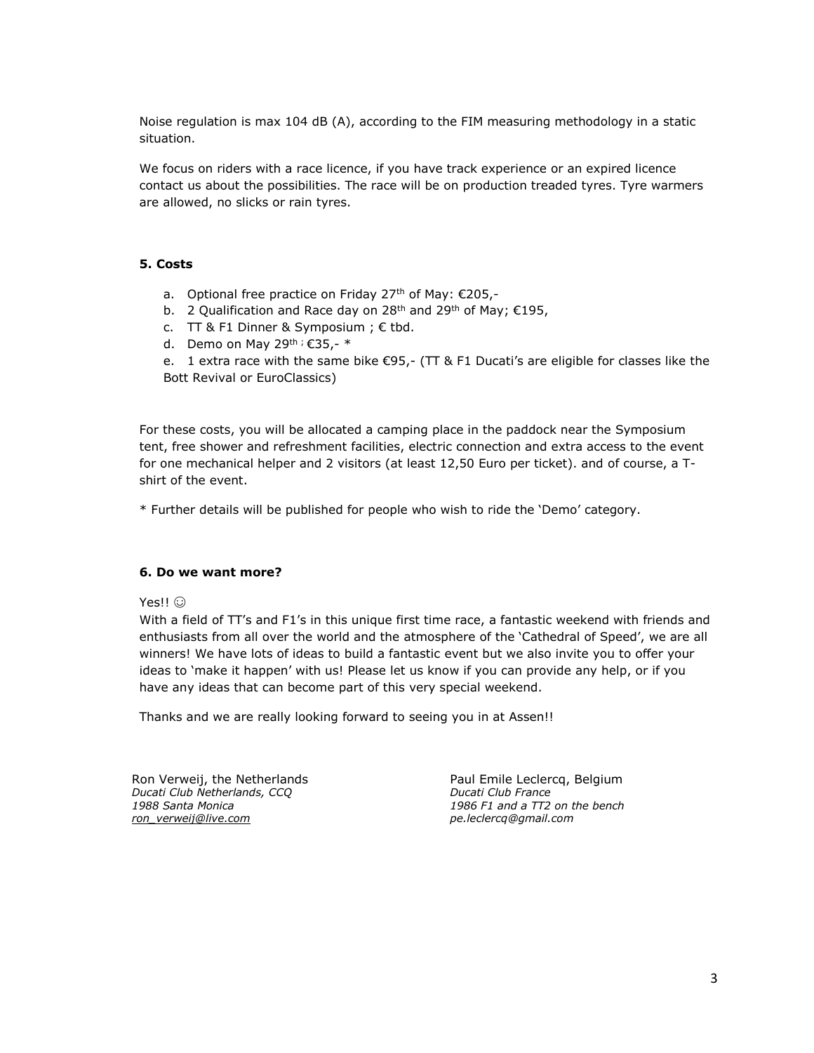Noise regulation is max 104 dB (A), according to the FIM measuring methodology in a static situation.

We focus on riders with a race licence, if you have track experience or an expired licence contact us about the possibilities. The race will be on production treaded tyres. Tyre warmers are allowed, no slicks or rain tyres.

### 5. Costs

a. Optional free practice on Friday 27th of May: €205,-
b. 2 Qualification and Race day on 28th and 29th of May; €195,
c. TT & F1 Dinner & Symposium ; € tbd.
d. Demo on May 29th ; €35,- *
e. 1 extra race with the same bike €95,- (TT & F1 Ducati's are eligible for classes like the Bott Revival or EuroClassics)

For these costs, you will be allocated a camping place in the paddock near the Symposium tent, free shower and refreshment facilities, electric connection and extra access to the event for one mechanical helper and 2 visitors (at least 12,50 Euro per ticket). and of course, a T-shirt of the event.

* Further details will be published for people who wish to ride the 'Demo' category.

### 6. Do we want more?

Yes!! ☺
With a field of TT's and F1's in this unique first time race, a fantastic weekend with friends and enthusiasts from all over the world and the atmosphere of the 'Cathedral of Speed', we are all winners! We have lots of ideas to build a fantastic event but we also invite you to offer your ideas to 'make it happen' with us! Please let us know if you can provide any help, or if you have any ideas that can become part of this very special weekend.

Thanks and we are really looking forward to seeing you in at Assen!!

Ron Verweij, the Netherlands
*Ducati Club Netherlands, CCQ*
*1988 Santa Monica*
*ron_verweij@live.com*

Paul Emile Leclercq, Belgium
*Ducati Club France*
*1986 F1 and a TT2 on the bench*
*pe.leclercq@gmail.com*